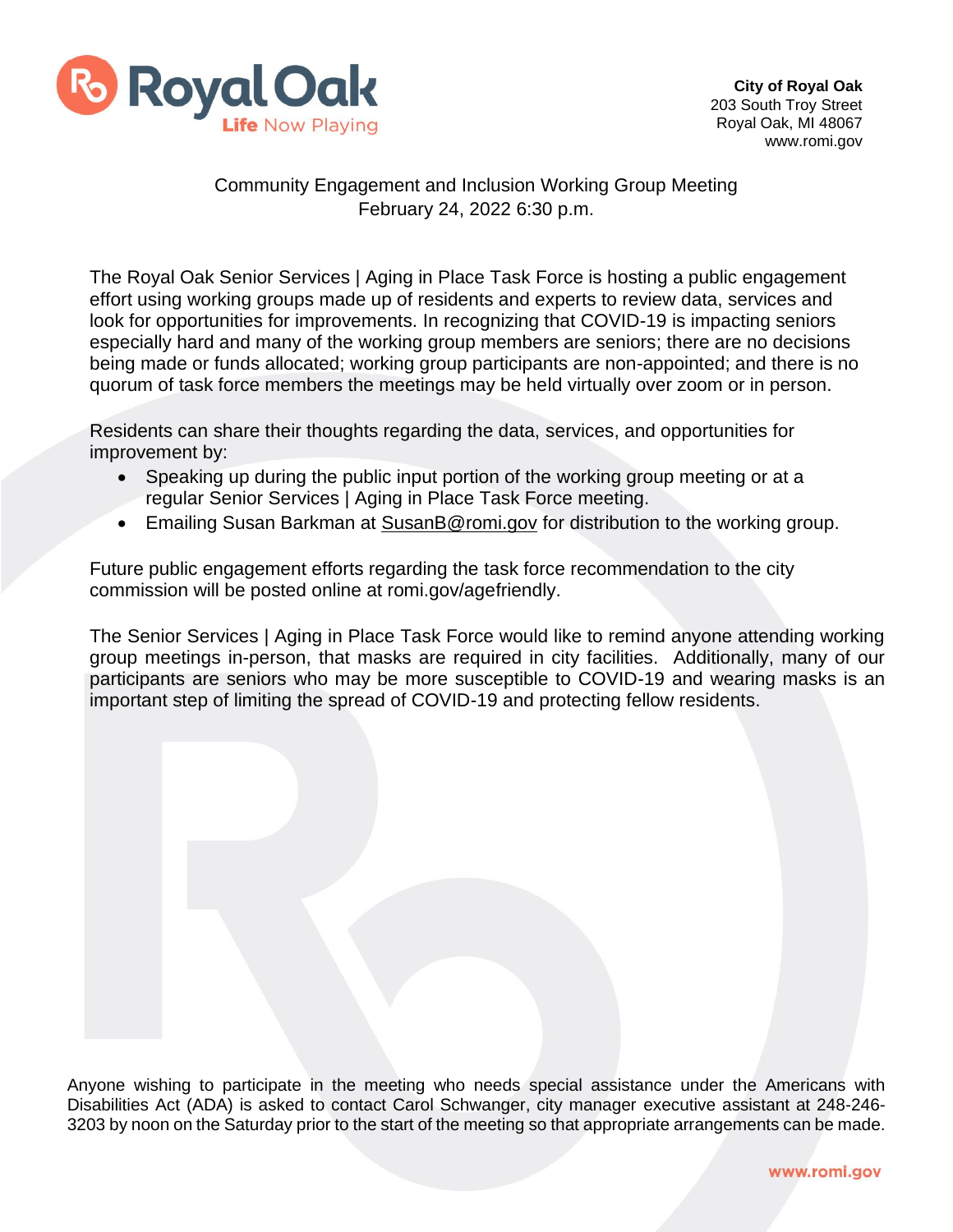**City of Royal Oak**
203 South Troy Street
Royal Oak, MI 48067
www.romi.gov

Community Engagement and Inclusion Working Group Meeting
February 24, 2022 6:30 p.m.

The Royal Oak Senior Services | Aging in Place Task Force is hosting a public engagement effort using working groups made up of residents and experts to review data, services and look for opportunities for improvements. In recognizing that COVID-19 is impacting seniors especially hard and many of the working group members are seniors; there are no decisions being made or funds allocated; working group participants are non-appointed; and there is no quorum of task force members the meetings may be held virtually over zoom or in person.

Residents can share their thoughts regarding the data, services, and opportunities for improvement by:

- Speaking up during the public input portion of the working group meeting or at a regular Senior Services | Aging in Place Task Force meeting.
- Emailing Susan Barkman at SusanB@romi.gov for distribution to the working group.

Future public engagement efforts regarding the task force recommendation to the city commission will be posted online at romi.gov/agefriendly.

The Senior Services | Aging in Place Task Force would like to remind anyone attending working group meetings in-person, that masks are required in city facilities. Additionally, many of our participants are seniors who may be more susceptible to COVID-19 and wearing masks is an important step of limiting the spread of COVID-19 and protecting fellow residents.

Anyone wishing to participate in the meeting who needs special assistance under the Americans with Disabilities Act (ADA) is asked to contact Carol Schwanger, city manager executive assistant at 248-246-3203 by noon on the Saturday prior to the start of the meeting so that appropriate arrangements can be made.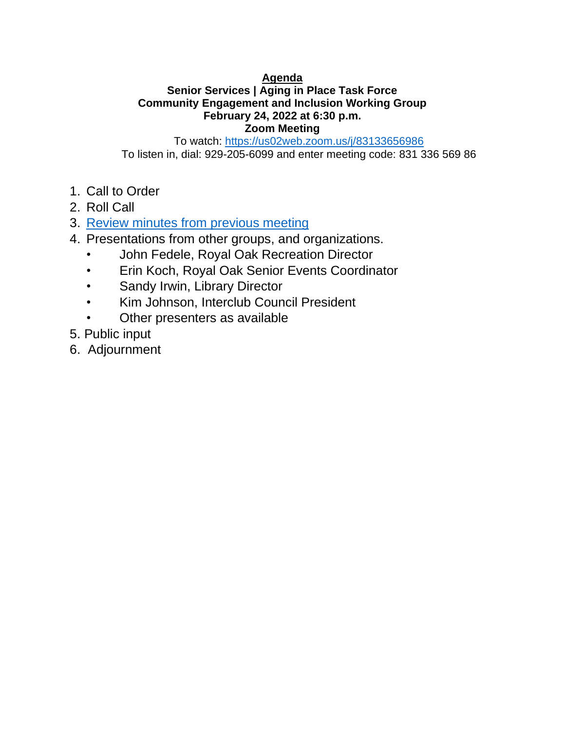**<u>Agenda</u>**

**Senior Services | Aging in Place Task Force**
**Community Engagement and Inclusion Working Group**
**February 24, 2022 at 6:30 p.m.**
**Zoom Meeting**

To watch: https://us02web.zoom.us/j/83133656986
To listen in, dial: 929-205-6099 and enter meeting code: 831 336 569 86

1. Call to Order
2. Roll Call
3. Review minutes from previous meeting
4. Presentations from other groups, and organizations.
   - John Fedele, Royal Oak Recreation Director
   - Erin Koch, Royal Oak Senior Events Coordinator
   - Sandy Irwin, Library Director
   - Kim Johnson, Interclub Council President
   - Other presenters as available
5. Public input
6. Adjournment